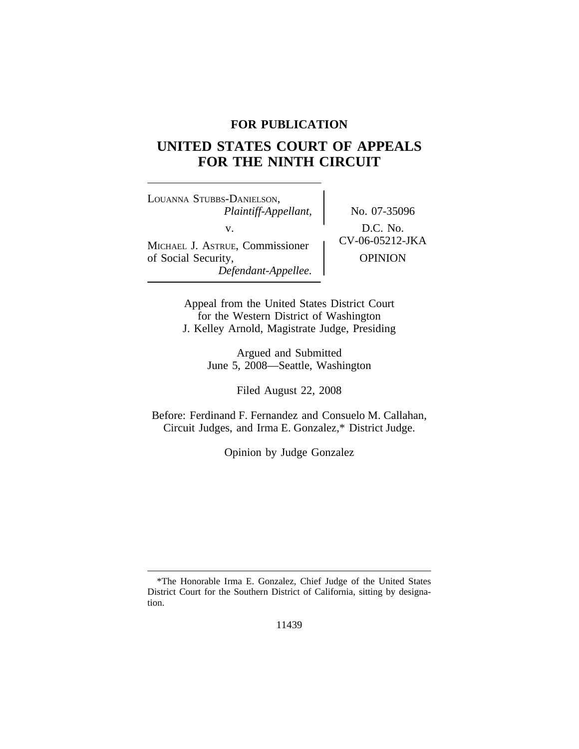**FOR PUBLICATION**

# UNITED STATES COURT OF APPEALS FOR THE NINTH CIRCUIT

LOUANNA STUBBS-DANIELSON,
*Plaintiff-Appellant,*

v.

MICHAEL J. ASTRUE, Commissioner of Social Security,
*Defendant-Appellee.*

No. 07-35096

D.C. No. CV-06-05212-JKA

OPINION

Appeal from the United States District Court for the Western District of Washington
J. Kelley Arnold, Magistrate Judge, Presiding

Argued and Submitted
June 5, 2008—Seattle, Washington

Filed August 22, 2008

Before: Ferdinand F. Fernandez and Consuelo M. Callahan, Circuit Judges, and Irma E. Gonzalez,* District Judge.

Opinion by Judge Gonzalez

---

*The Honorable Irma E. Gonzalez, Chief Judge of the United States District Court for the Southern District of California, sitting by designation.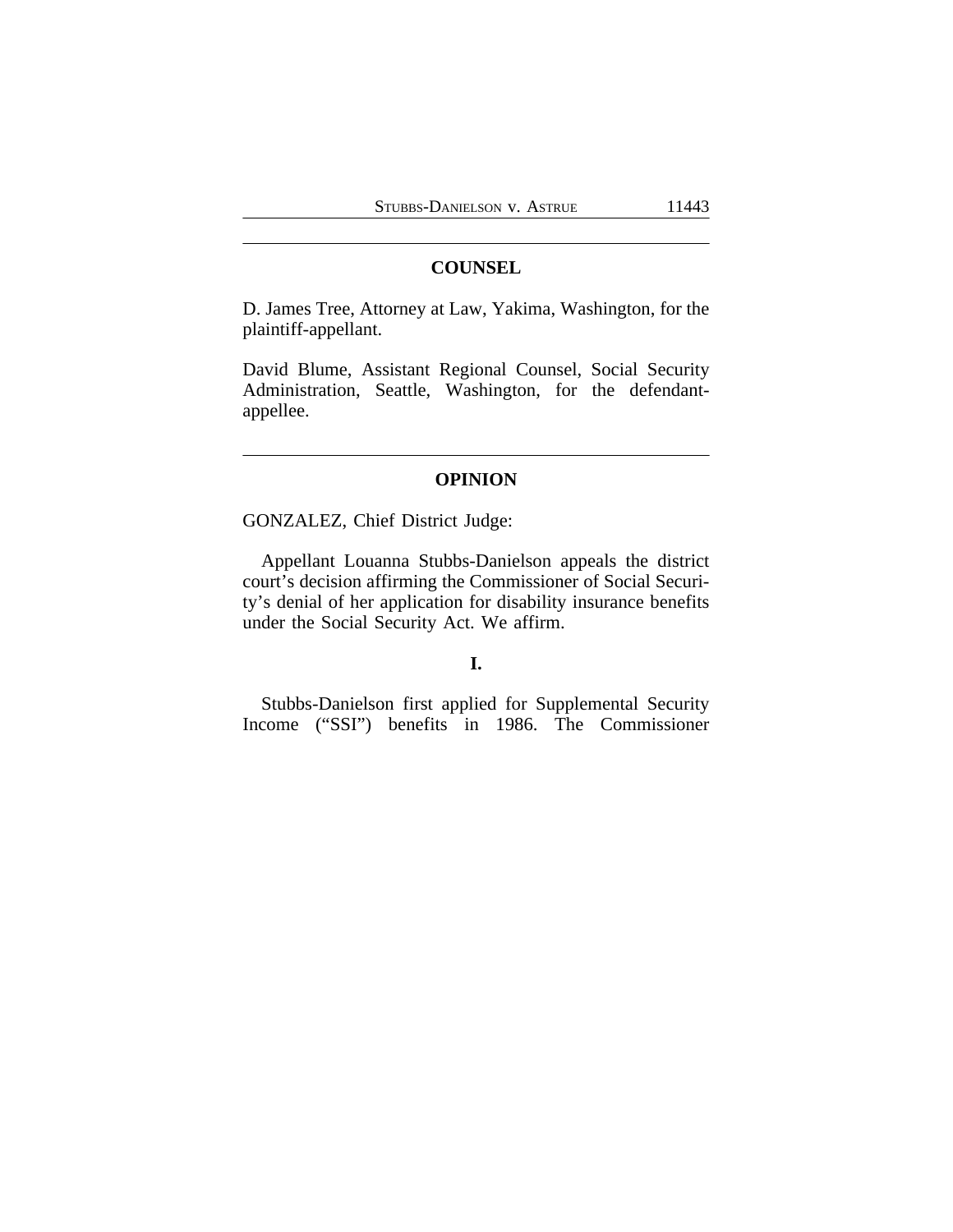## COUNSEL

D. James Tree, Attorney at Law, Yakima, Washington, for the plaintiff-appellant.

David Blume, Assistant Regional Counsel, Social Security Administration, Seattle, Washington, for the defendant-appellee.

## OPINION

GONZALEZ, Chief District Judge:

Appellant Louanna Stubbs-Danielson appeals the district court's decision affirming the Commissioner of Social Security's denial of her application for disability insurance benefits under the Social Security Act. We affirm.

### I.

Stubbs-Danielson first applied for Supplemental Security Income ("SSI") benefits in 1986. The Commissioner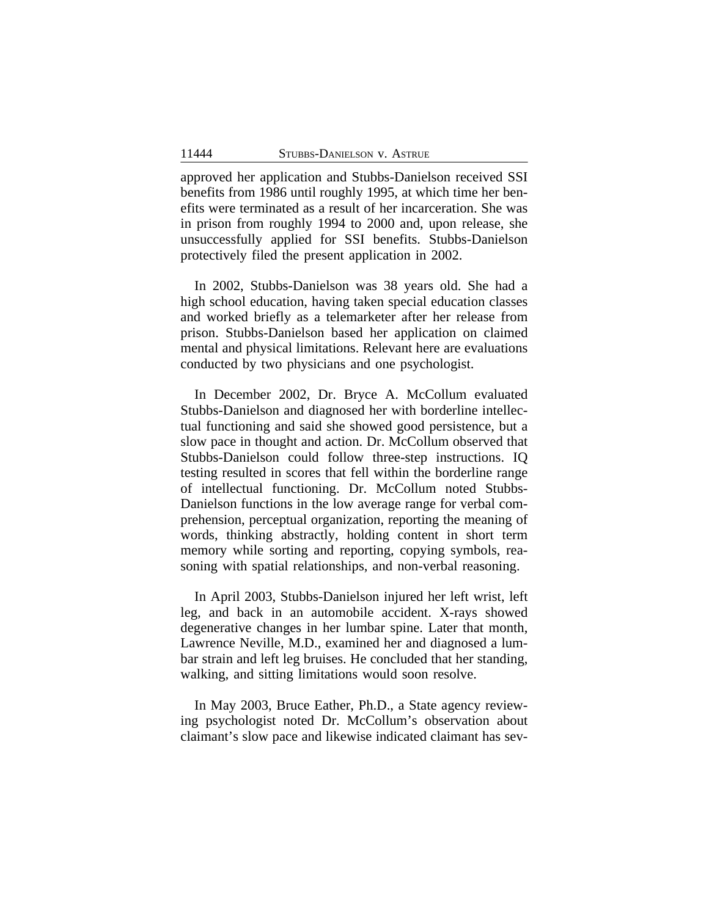approved her application and Stubbs-Danielson received SSI benefits from 1986 until roughly 1995, at which time her benefits were terminated as a result of her incarceration. She was in prison from roughly 1994 to 2000 and, upon release, she unsuccessfully applied for SSI benefits. Stubbs-Danielson protectively filed the present application in 2002.

In 2002, Stubbs-Danielson was 38 years old. She had a high school education, having taken special education classes and worked briefly as a telemarketer after her release from prison. Stubbs-Danielson based her application on claimed mental and physical limitations. Relevant here are evaluations conducted by two physicians and one psychologist.

In December 2002, Dr. Bryce A. McCollum evaluated Stubbs-Danielson and diagnosed her with borderline intellectual functioning and said she showed good persistence, but a slow pace in thought and action. Dr. McCollum observed that Stubbs-Danielson could follow three-step instructions. IQ testing resulted in scores that fell within the borderline range of intellectual functioning. Dr. McCollum noted Stubbs-Danielson functions in the low average range for verbal comprehension, perceptual organization, reporting the meaning of words, thinking abstractly, holding content in short term memory while sorting and reporting, copying symbols, reasoning with spatial relationships, and non-verbal reasoning.

In April 2003, Stubbs-Danielson injured her left wrist, left leg, and back in an automobile accident. X-rays showed degenerative changes in her lumbar spine. Later that month, Lawrence Neville, M.D., examined her and diagnosed a lumbar strain and left leg bruises. He concluded that her standing, walking, and sitting limitations would soon resolve.

In May 2003, Bruce Eather, Ph.D., a State agency reviewing psychologist noted Dr. McCollum's observation about claimant's slow pace and likewise indicated claimant has sev-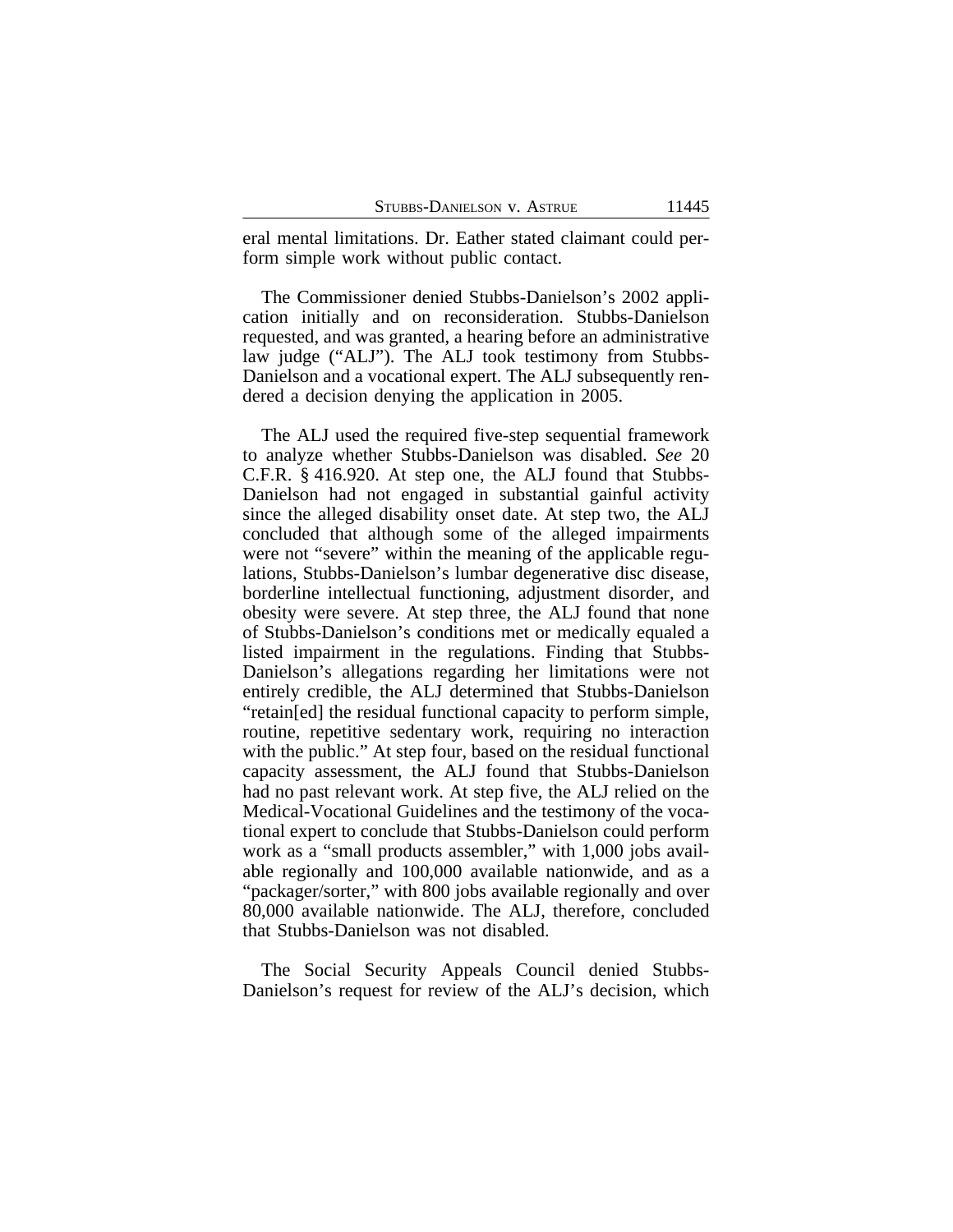eral mental limitations. Dr. Eather stated claimant could perform simple work without public contact.

The Commissioner denied Stubbs-Danielson's 2002 application initially and on reconsideration. Stubbs-Danielson requested, and was granted, a hearing before an administrative law judge ("ALJ"). The ALJ took testimony from Stubbs-Danielson and a vocational expert. The ALJ subsequently rendered a decision denying the application in 2005.

The ALJ used the required five-step sequential framework to analyze whether Stubbs-Danielson was disabled. *See* 20 C.F.R. § 416.920. At step one, the ALJ found that Stubbs-Danielson had not engaged in substantial gainful activity since the alleged disability onset date. At step two, the ALJ concluded that although some of the alleged impairments were not "severe" within the meaning of the applicable regulations, Stubbs-Danielson's lumbar degenerative disc disease, borderline intellectual functioning, adjustment disorder, and obesity were severe. At step three, the ALJ found that none of Stubbs-Danielson's conditions met or medically equaled a listed impairment in the regulations. Finding that Stubbs-Danielson's allegations regarding her limitations were not entirely credible, the ALJ determined that Stubbs-Danielson "retain[ed] the residual functional capacity to perform simple, routine, repetitive sedentary work, requiring no interaction with the public." At step four, based on the residual functional capacity assessment, the ALJ found that Stubbs-Danielson had no past relevant work. At step five, the ALJ relied on the Medical-Vocational Guidelines and the testimony of the vocational expert to conclude that Stubbs-Danielson could perform work as a "small products assembler," with 1,000 jobs available regionally and 100,000 available nationwide, and as a "packager/sorter," with 800 jobs available regionally and over 80,000 available nationwide. The ALJ, therefore, concluded that Stubbs-Danielson was not disabled.

The Social Security Appeals Council denied Stubbs-Danielson's request for review of the ALJ's decision, which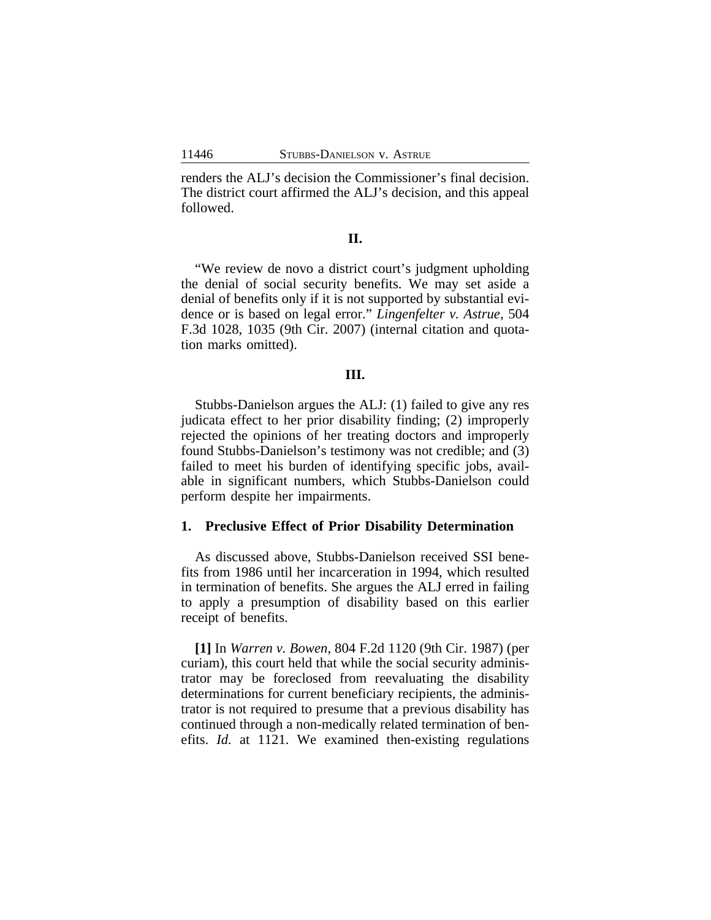renders the ALJ's decision the Commissioner's final decision. The district court affirmed the ALJ's decision, and this appeal followed.

## II.

"We review de novo a district court's judgment upholding the denial of social security benefits. We may set aside a denial of benefits only if it is not supported by substantial evidence or is based on legal error." *Lingenfelter v. Astrue*, 504 F.3d 1028, 1035 (9th Cir. 2007) (internal citation and quotation marks omitted).

## III.

Stubbs-Danielson argues the ALJ: (1) failed to give any res judicata effect to her prior disability finding; (2) improperly rejected the opinions of her treating doctors and improperly found Stubbs-Danielson's testimony was not credible; and (3) failed to meet his burden of identifying specific jobs, available in significant numbers, which Stubbs-Danielson could perform despite her impairments.

### 1. Preclusive Effect of Prior Disability Determination

As discussed above, Stubbs-Danielson received SSI benefits from 1986 until her incarceration in 1994, which resulted in termination of benefits. She argues the ALJ erred in failing to apply a presumption of disability based on this earlier receipt of benefits.

**[1]** In *Warren v. Bowen*, 804 F.2d 1120 (9th Cir. 1987) (per curiam), this court held that while the social security administrator may be foreclosed from reevaluating the disability determinations for current beneficiary recipients, the administrator is not required to presume that a previous disability has continued through a non-medically related termination of benefits. *Id.* at 1121. We examined then-existing regulations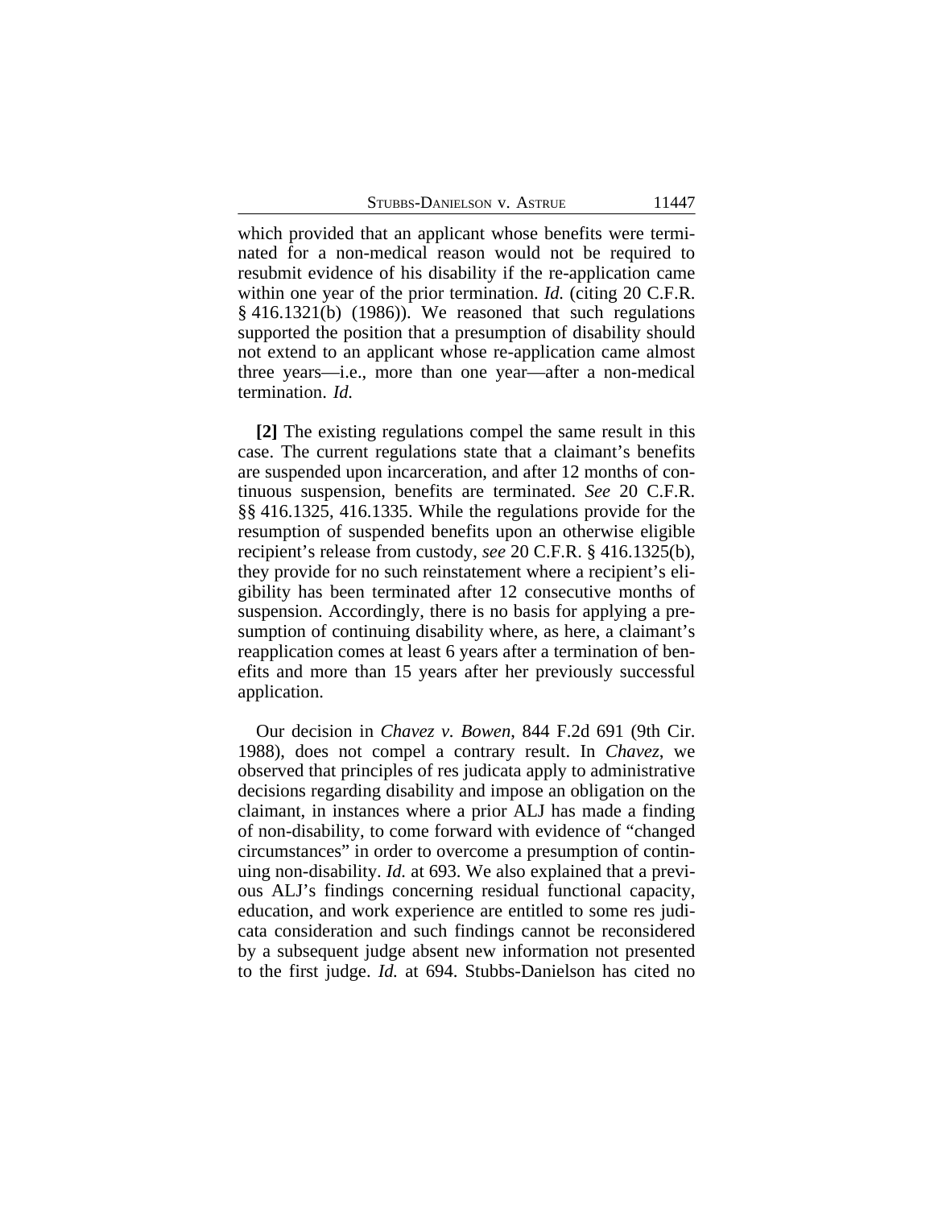which provided that an applicant whose benefits were terminated for a non-medical reason would not be required to resubmit evidence of his disability if the re-application came within one year of the prior termination. *Id.* (citing 20 C.F.R. § 416.1321(b) (1986)). We reasoned that such regulations supported the position that a presumption of disability should not extend to an applicant whose re-application came almost three years—i.e., more than one year—after a non-medical termination. *Id.*

**[2]** The existing regulations compel the same result in this case. The current regulations state that a claimant's benefits are suspended upon incarceration, and after 12 months of continuous suspension, benefits are terminated. *See* 20 C.F.R. §§ 416.1325, 416.1335. While the regulations provide for the resumption of suspended benefits upon an otherwise eligible recipient's release from custody, *see* 20 C.F.R. § 416.1325(b), they provide for no such reinstatement where a recipient's eligibility has been terminated after 12 consecutive months of suspension. Accordingly, there is no basis for applying a presumption of continuing disability where, as here, a claimant's reapplication comes at least 6 years after a termination of benefits and more than 15 years after her previously successful application.

Our decision in *Chavez v. Bowen*, 844 F.2d 691 (9th Cir. 1988), does not compel a contrary result. In *Chavez*, we observed that principles of res judicata apply to administrative decisions regarding disability and impose an obligation on the claimant, in instances where a prior ALJ has made a finding of non-disability, to come forward with evidence of "changed circumstances" in order to overcome a presumption of continuing non-disability. *Id.* at 693. We also explained that a previous ALJ's findings concerning residual functional capacity, education, and work experience are entitled to some res judicata consideration and such findings cannot be reconsidered by a subsequent judge absent new information not presented to the first judge. *Id.* at 694. Stubbs-Danielson has cited no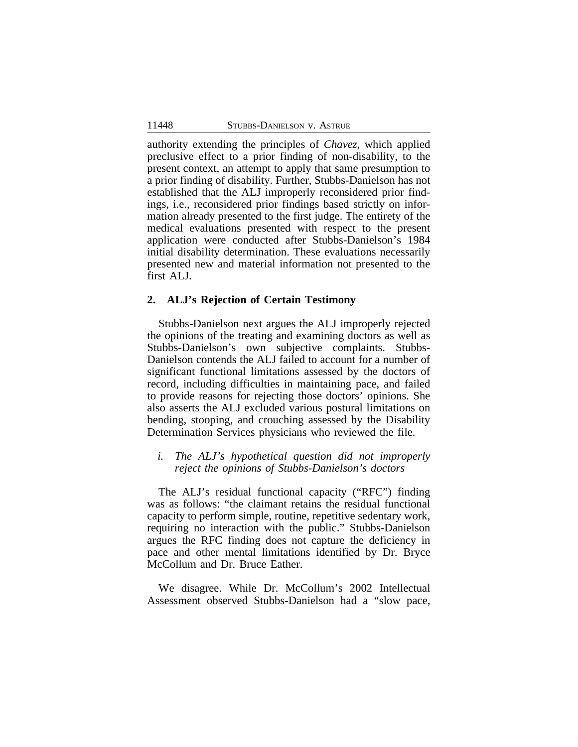authority extending the principles of *Chavez*, which applied preclusive effect to a prior finding of non-disability, to the present context, an attempt to apply that same presumption to a prior finding of disability. Further, Stubbs-Danielson has not established that the ALJ improperly reconsidered prior findings, i.e., reconsidered prior findings based strictly on information already presented to the first judge. The entirety of the medical evaluations presented with respect to the present application were conducted after Stubbs-Danielson's 1984 initial disability determination. These evaluations necessarily presented new and material information not presented to the first ALJ.

## 2. ALJ's Rejection of Certain Testimony

Stubbs-Danielson next argues the ALJ improperly rejected the opinions of the treating and examining doctors as well as Stubbs-Danielson's own subjective complaints. Stubbs-Danielson contends the ALJ failed to account for a number of significant functional limitations assessed by the doctors of record, including difficulties in maintaining pace, and failed to provide reasons for rejecting those doctors' opinions. She also asserts the ALJ excluded various postural limitations on bending, stooping, and crouching assessed by the Disability Determination Services physicians who reviewed the file.

### *i. The ALJ's hypothetical question did not improperly reject the opinions of Stubbs-Danielson's doctors*

The ALJ's residual functional capacity ("RFC") finding was as follows: "the claimant retains the residual functional capacity to perform simple, routine, repetitive sedentary work, requiring no interaction with the public." Stubbs-Danielson argues the RFC finding does not capture the deficiency in pace and other mental limitations identified by Dr. Bryce McCollum and Dr. Bruce Eather.

We disagree. While Dr. McCollum's 2002 Intellectual Assessment observed Stubbs-Danielson had a "slow pace,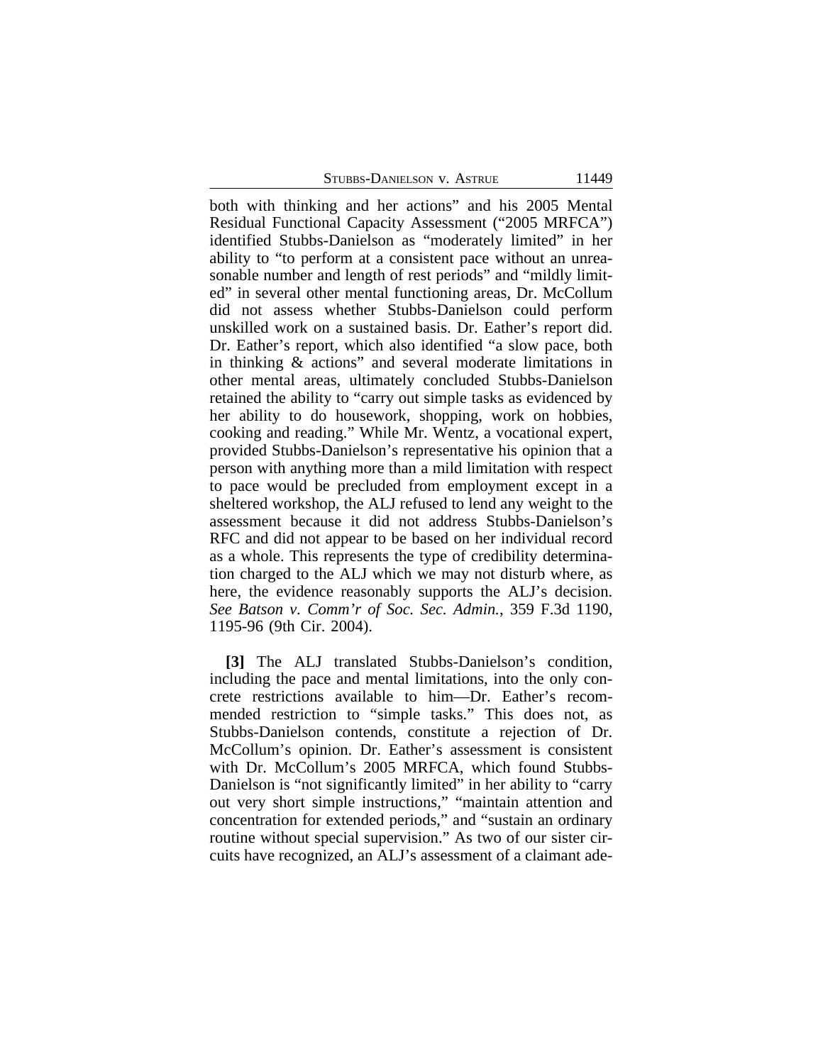both with thinking and her actions" and his 2005 Mental Residual Functional Capacity Assessment ("2005 MRFCA") identified Stubbs-Danielson as "moderately limited" in her ability to "to perform at a consistent pace without an unreasonable number and length of rest periods" and "mildly limited" in several other mental functioning areas, Dr. McCollum did not assess whether Stubbs-Danielson could perform unskilled work on a sustained basis. Dr. Eather's report did. Dr. Eather's report, which also identified "a slow pace, both in thinking & actions" and several moderate limitations in other mental areas, ultimately concluded Stubbs-Danielson retained the ability to "carry out simple tasks as evidenced by her ability to do housework, shopping, work on hobbies, cooking and reading." While Mr. Wentz, a vocational expert, provided Stubbs-Danielson's representative his opinion that a person with anything more than a mild limitation with respect to pace would be precluded from employment except in a sheltered workshop, the ALJ refused to lend any weight to the assessment because it did not address Stubbs-Danielson's RFC and did not appear to be based on her individual record as a whole. This represents the type of credibility determination charged to the ALJ which we may not disturb where, as here, the evidence reasonably supports the ALJ's decision. *See Batson v. Comm'r of Soc. Sec. Admin.*, 359 F.3d 1190, 1195-96 (9th Cir. 2004).

**[3]** The ALJ translated Stubbs-Danielson's condition, including the pace and mental limitations, into the only concrete restrictions available to him—Dr. Eather's recommended restriction to "simple tasks." This does not, as Stubbs-Danielson contends, constitute a rejection of Dr. McCollum's opinion. Dr. Eather's assessment is consistent with Dr. McCollum's 2005 MRFCA, which found Stubbs-Danielson is "not significantly limited" in her ability to "carry out very short simple instructions," "maintain attention and concentration for extended periods," and "sustain an ordinary routine without special supervision." As two of our sister circuits have recognized, an ALJ's assessment of a claimant ade-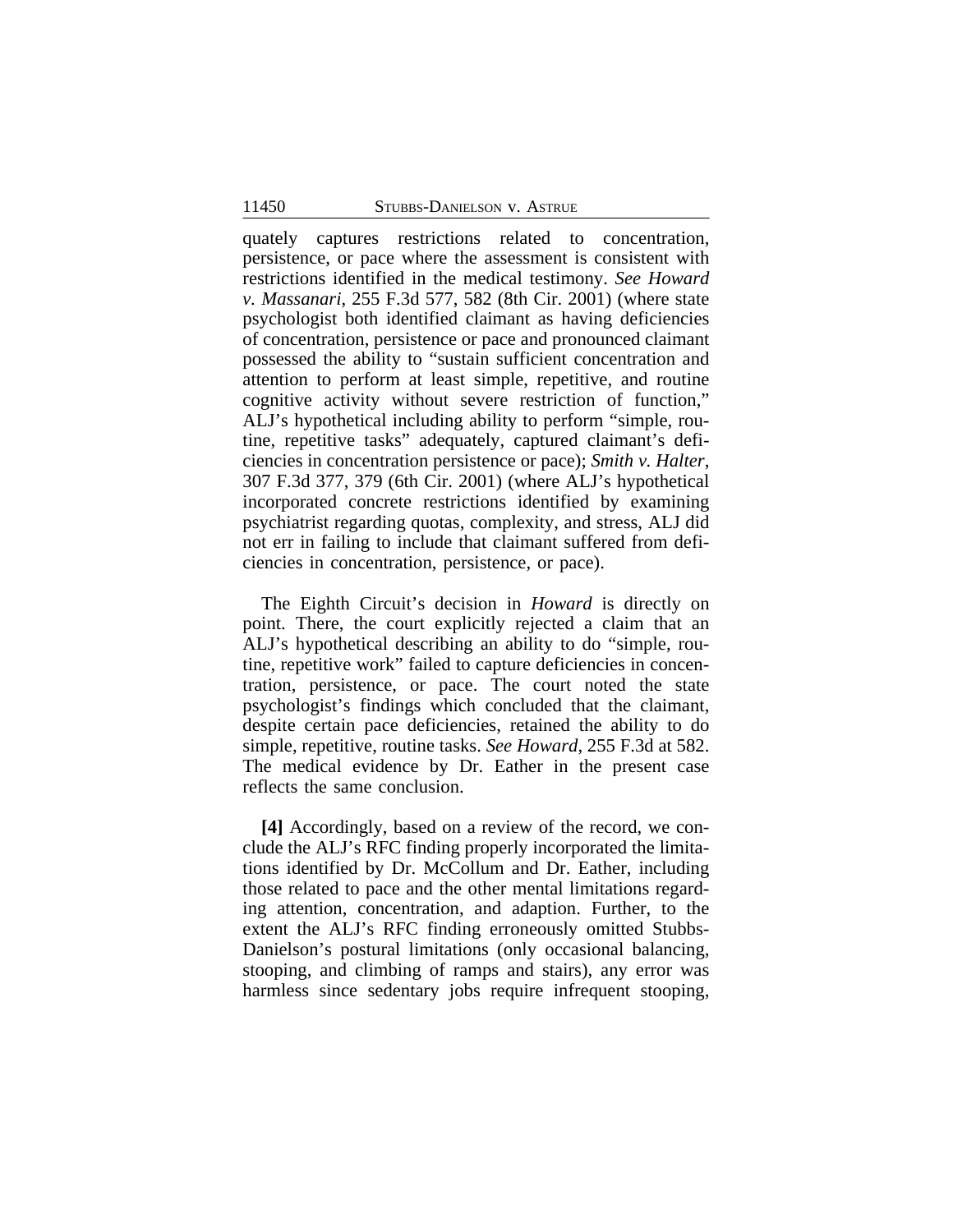quately captures restrictions related to concentration, persistence, or pace where the assessment is consistent with restrictions identified in the medical testimony. *See Howard v. Massanari*, 255 F.3d 577, 582 (8th Cir. 2001) (where state psychologist both identified claimant as having deficiencies of concentration, persistence or pace and pronounced claimant possessed the ability to "sustain sufficient concentration and attention to perform at least simple, repetitive, and routine cognitive activity without severe restriction of function," ALJ's hypothetical including ability to perform "simple, routine, repetitive tasks" adequately, captured claimant's deficiencies in concentration persistence or pace); *Smith v. Halter*, 307 F.3d 377, 379 (6th Cir. 2001) (where ALJ's hypothetical incorporated concrete restrictions identified by examining psychiatrist regarding quotas, complexity, and stress, ALJ did not err in failing to include that claimant suffered from deficiencies in concentration, persistence, or pace).

The Eighth Circuit's decision in *Howard* is directly on point. There, the court explicitly rejected a claim that an ALJ's hypothetical describing an ability to do "simple, routine, repetitive work" failed to capture deficiencies in concentration, persistence, or pace. The court noted the state psychologist's findings which concluded that the claimant, despite certain pace deficiencies, retained the ability to do simple, repetitive, routine tasks. *See Howard*, 255 F.3d at 582. The medical evidence by Dr. Eather in the present case reflects the same conclusion.

**[4]** Accordingly, based on a review of the record, we conclude the ALJ's RFC finding properly incorporated the limitations identified by Dr. McCollum and Dr. Eather, including those related to pace and the other mental limitations regarding attention, concentration, and adaption. Further, to the extent the ALJ's RFC finding erroneously omitted Stubbs-Danielson's postural limitations (only occasional balancing, stooping, and climbing of ramps and stairs), any error was harmless since sedentary jobs require infrequent stooping,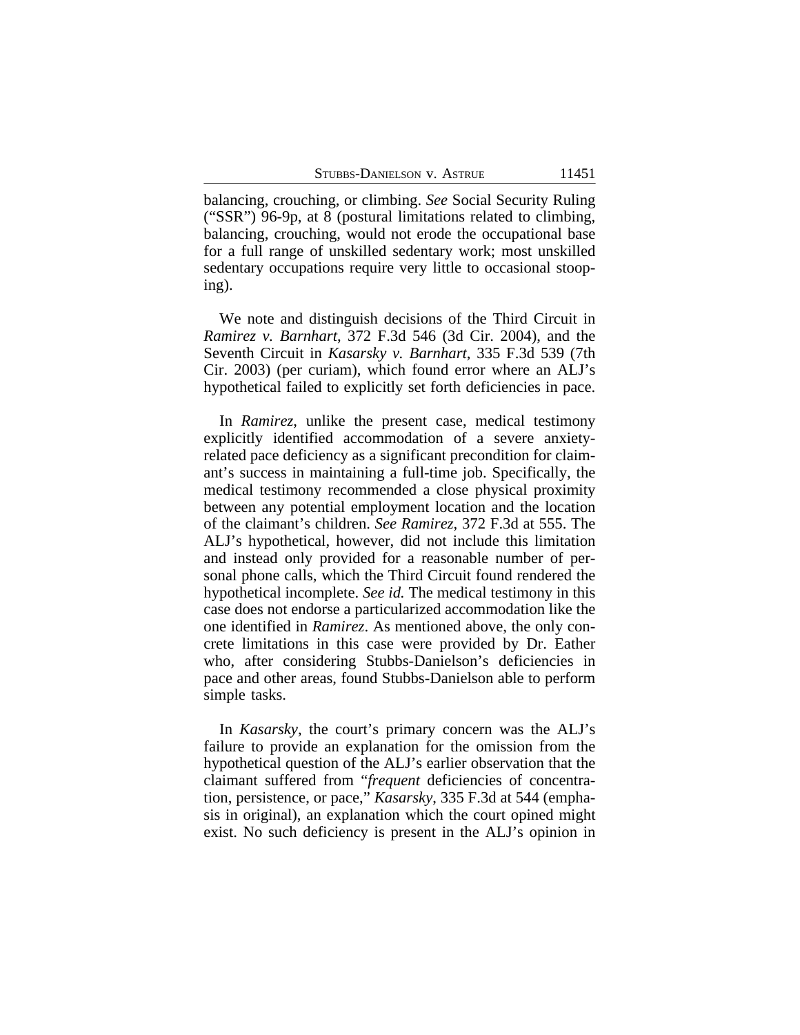balancing, crouching, or climbing. *See* Social Security Ruling ("SSR") 96-9p, at 8 (postural limitations related to climbing, balancing, crouching, would not erode the occupational base for a full range of unskilled sedentary work; most unskilled sedentary occupations require very little to occasional stooping).

We note and distinguish decisions of the Third Circuit in *Ramirez v. Barnhart*, 372 F.3d 546 (3d Cir. 2004), and the Seventh Circuit in *Kasarsky v. Barnhart*, 335 F.3d 539 (7th Cir. 2003) (per curiam), which found error where an ALJ's hypothetical failed to explicitly set forth deficiencies in pace.

In *Ramirez*, unlike the present case, medical testimony explicitly identified accommodation of a severe anxiety-related pace deficiency as a significant precondition for claimant's success in maintaining a full-time job. Specifically, the medical testimony recommended a close physical proximity between any potential employment location and the location of the claimant's children. *See Ramirez*, 372 F.3d at 555. The ALJ's hypothetical, however, did not include this limitation and instead only provided for a reasonable number of personal phone calls, which the Third Circuit found rendered the hypothetical incomplete. *See id.* The medical testimony in this case does not endorse a particularized accommodation like the one identified in *Ramirez*. As mentioned above, the only concrete limitations in this case were provided by Dr. Eather who, after considering Stubbs-Danielson's deficiencies in pace and other areas, found Stubbs-Danielson able to perform simple tasks.

In *Kasarsky*, the court's primary concern was the ALJ's failure to provide an explanation for the omission from the hypothetical question of the ALJ's earlier observation that the claimant suffered from "*frequent* deficiencies of concentration, persistence, or pace," *Kasarsky*, 335 F.3d at 544 (emphasis in original), an explanation which the court opined might exist. No such deficiency is present in the ALJ's opinion in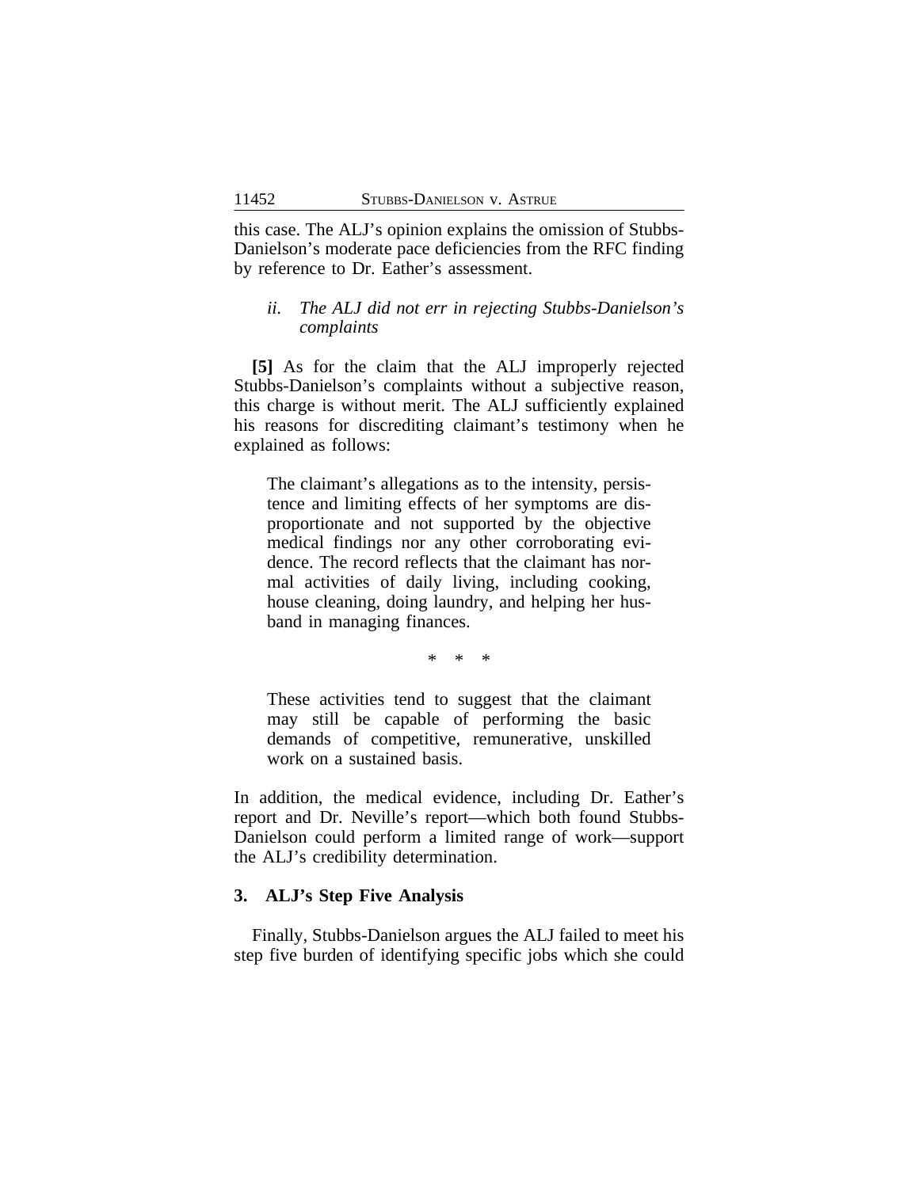this case. The ALJ's opinion explains the omission of Stubbs-Danielson's moderate pace deficiencies from the RFC finding by reference to Dr. Eather's assessment.

### *ii. The ALJ did not err in rejecting Stubbs-Danielson's complaints*

**[5]** As for the claim that the ALJ improperly rejected Stubbs-Danielson's complaints without a subjective reason, this charge is without merit. The ALJ sufficiently explained his reasons for discrediting claimant's testimony when he explained as follows:

> The claimant's allegations as to the intensity, persistence and limiting effects of her symptoms are disproportionate and not supported by the objective medical findings nor any other corroborating evidence. The record reflects that the claimant has normal activities of daily living, including cooking, house cleaning, doing laundry, and helping her husband in managing finances.
>
> \* \* \*
>
> These activities tend to suggest that the claimant may still be capable of performing the basic demands of competitive, remunerative, unskilled work on a sustained basis.

In addition, the medical evidence, including Dr. Eather's report and Dr. Neville's report—which both found Stubbs-Danielson could perform a limited range of work—support the ALJ's credibility determination.

## 3. ALJ's Step Five Analysis

Finally, Stubbs-Danielson argues the ALJ failed to meet his step five burden of identifying specific jobs which she could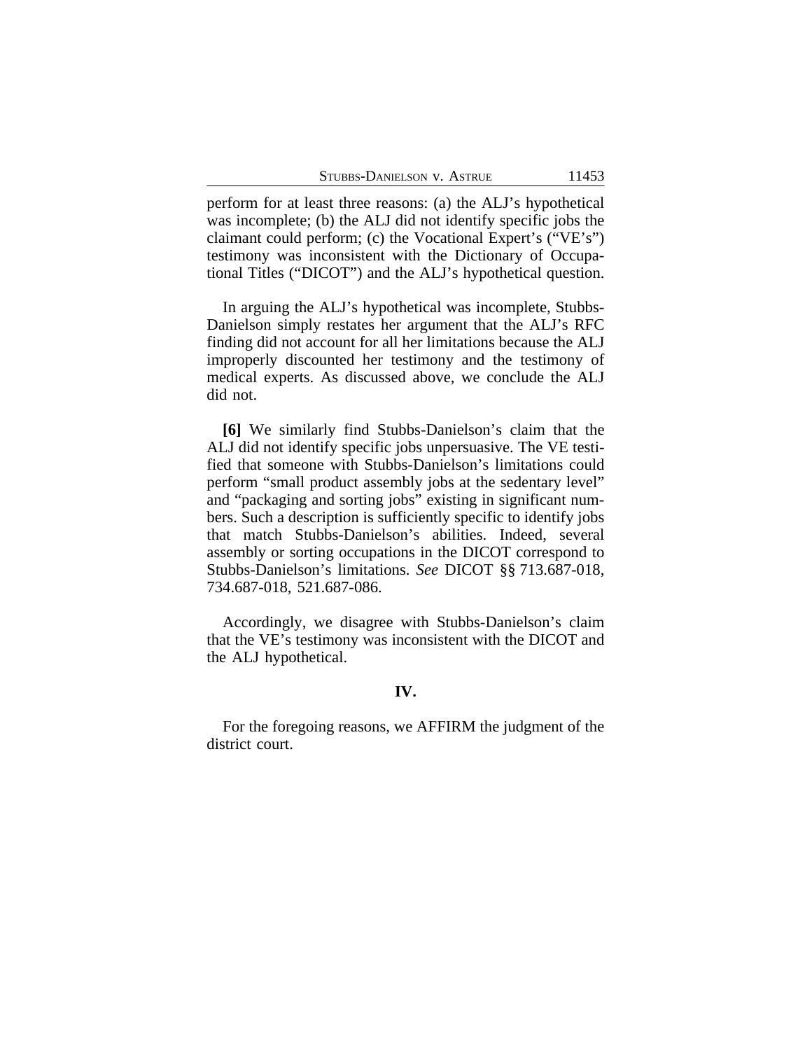perform for at least three reasons: (a) the ALJ's hypothetical was incomplete; (b) the ALJ did not identify specific jobs the claimant could perform; (c) the Vocational Expert's ("VE's") testimony was inconsistent with the Dictionary of Occupational Titles ("DICOT") and the ALJ's hypothetical question.

In arguing the ALJ's hypothetical was incomplete, Stubbs-Danielson simply restates her argument that the ALJ's RFC finding did not account for all her limitations because the ALJ improperly discounted her testimony and the testimony of medical experts. As discussed above, we conclude the ALJ did not.

**[6]** We similarly find Stubbs-Danielson's claim that the ALJ did not identify specific jobs unpersuasive. The VE testified that someone with Stubbs-Danielson's limitations could perform "small product assembly jobs at the sedentary level" and "packaging and sorting jobs" existing in significant numbers. Such a description is sufficiently specific to identify jobs that match Stubbs-Danielson's abilities. Indeed, several assembly or sorting occupations in the DICOT correspond to Stubbs-Danielson's limitations. *See* DICOT §§ 713.687-018, 734.687-018, 521.687-086.

Accordingly, we disagree with Stubbs-Danielson's claim that the VE's testimony was inconsistent with the DICOT and the ALJ hypothetical.

## IV.

For the foregoing reasons, we AFFIRM the judgment of the district court.